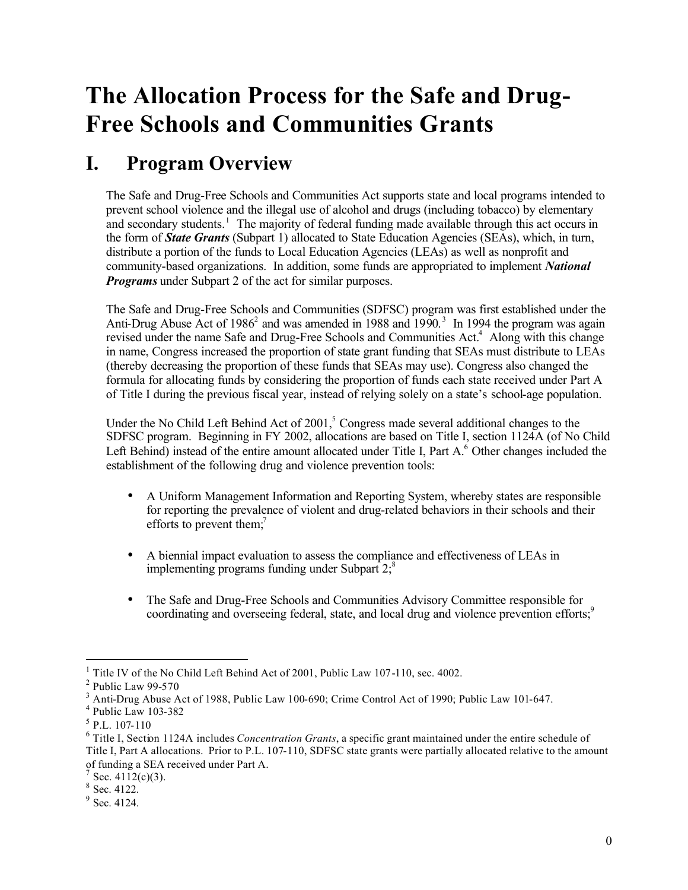# The Allocation Process for the Safe and Drug-Free Schools and Communities Grants

## I. Program Overview

The Safe and Drug-Free Schools and Communities Act supports state and local programs intended to prevent school violence and the illegal use of alcohol and drugs (including tobacco) by elementary and secondary students.[1] The majority of federal funding made available through this act occurs in the form of ***State Grants*** (Subpart 1) allocated to State Education Agencies (SEAs), which, in turn, distribute a portion of the funds to Local Education Agencies (LEAs) as well as nonprofit and community-based organizations. In addition, some funds are appropriated to implement ***National Programs*** under Subpart 2 of the act for similar purposes.

The Safe and Drug-Free Schools and Communities (SDFSC) program was first established under the Anti-Drug Abuse Act of 1986[2] and was amended in 1988 and 1990.[3] In 1994 the program was again revised under the name Safe and Drug-Free Schools and Communities Act.[4] Along with this change in name, Congress increased the proportion of state grant funding that SEAs must distribute to LEAs (thereby decreasing the proportion of these funds that SEAs may use). Congress also changed the formula for allocating funds by considering the proportion of funds each state received under Part A of Title I during the previous fiscal year, instead of relying solely on a state's school-age population.

Under the No Child Left Behind Act of 2001,[5] Congress made several additional changes to the SDFSC program. Beginning in FY 2002, allocations are based on Title I, section 1124A (of No Child Left Behind) instead of the entire amount allocated under Title I, Part A.[6] Other changes included the establishment of the following drug and violence prevention tools:

- A Uniform Management Information and Reporting System, whereby states are responsible for reporting the prevalence of violent and drug-related behaviors in their schools and their efforts to prevent them;[7]

- A biennial impact evaluation to assess the compliance and effectiveness of LEAs in implementing programs funding under Subpart 2;[8]

- The Safe and Drug-Free Schools and Communities Advisory Committee responsible for coordinating and overseeing federal, state, and local drug and violence prevention efforts;[9]

---

[1] Title IV of the No Child Left Behind Act of 2001, Public Law 107-110, sec. 4002.

[2] Public Law 99-570

[3] Anti-Drug Abuse Act of 1988, Public Law 100-690; Crime Control Act of 1990; Public Law 101-647.

[4] Public Law 103-382

[5] P.L. 107-110

[6] Title I, Section 1124A includes *Concentration Grants*, a specific grant maintained under the entire schedule of Title I, Part A allocations. Prior to P.L. 107-110, SDFSC state grants were partially allocated relative to the amount of funding a SEA received under Part A.

[7] Sec. 4112(c)(3).

[8] Sec. 4122.

[9] Sec. 4124.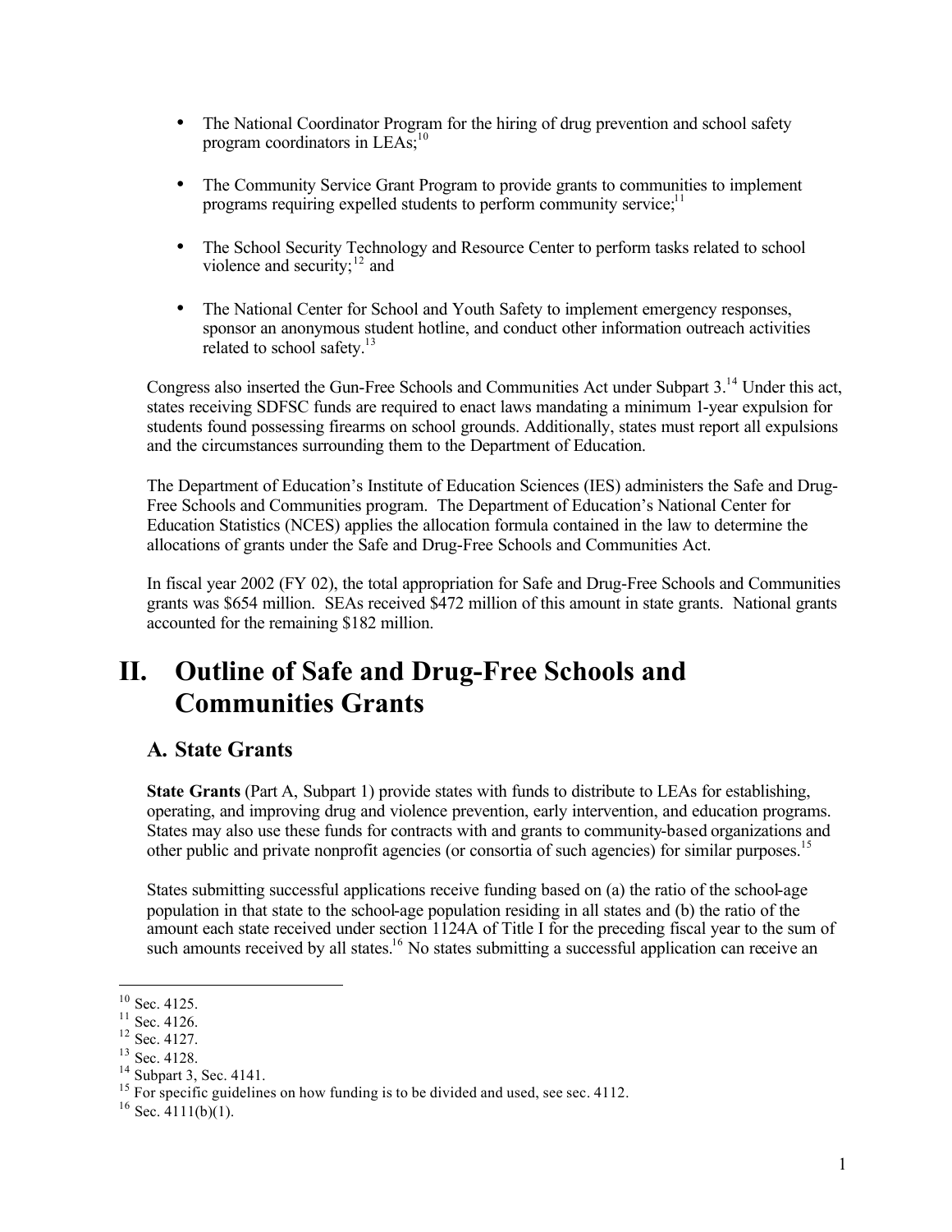- The National Coordinator Program for the hiring of drug prevention and school safety program coordinators in LEAs;[10]

- The Community Service Grant Program to provide grants to communities to implement programs requiring expelled students to perform community service;[11]

- The School Security Technology and Resource Center to perform tasks related to school violence and security;[12] and

- The National Center for School and Youth Safety to implement emergency responses, sponsor an anonymous student hotline, and conduct other information outreach activities related to school safety.[13]

Congress also inserted the Gun-Free Schools and Communities Act under Subpart 3.[14] Under this act, states receiving SDFSC funds are required to enact laws mandating a minimum 1-year expulsion for students found possessing firearms on school grounds. Additionally, states must report all expulsions and the circumstances surrounding them to the Department of Education.

The Department of Education's Institute of Education Sciences (IES) administers the Safe and Drug-Free Schools and Communities program. The Department of Education's National Center for Education Statistics (NCES) applies the allocation formula contained in the law to determine the allocations of grants under the Safe and Drug-Free Schools and Communities Act.

In fiscal year 2002 (FY 02), the total appropriation for Safe and Drug-Free Schools and Communities grants was $654 million. SEAs received $472 million of this amount in state grants. National grants accounted for the remaining $182 million.

# II. Outline of Safe and Drug-Free Schools and Communities Grants

## A. State Grants

**State Grants** (Part A, Subpart 1) provide states with funds to distribute to LEAs for establishing, operating, and improving drug and violence prevention, early intervention, and education programs. States may also use these funds for contracts with and grants to community-based organizations and other public and private nonprofit agencies (or consortia of such agencies) for similar purposes.[15]

States submitting successful applications receive funding based on (a) the ratio of the school-age population in that state to the school-age population residing in all states and (b) the ratio of the amount each state received under section 1124A of Title I for the preceding fiscal year to the sum of such amounts received by all states.[16] No states submitting a successful application can receive an

---

[10] Sec. 4125.
[11] Sec. 4126.
[12] Sec. 4127.
[13] Sec. 4128.
[14] Subpart 3, Sec. 4141.
[15] For specific guidelines on how funding is to be divided and used, see sec. 4112.
[16] Sec. 4111(b)(1).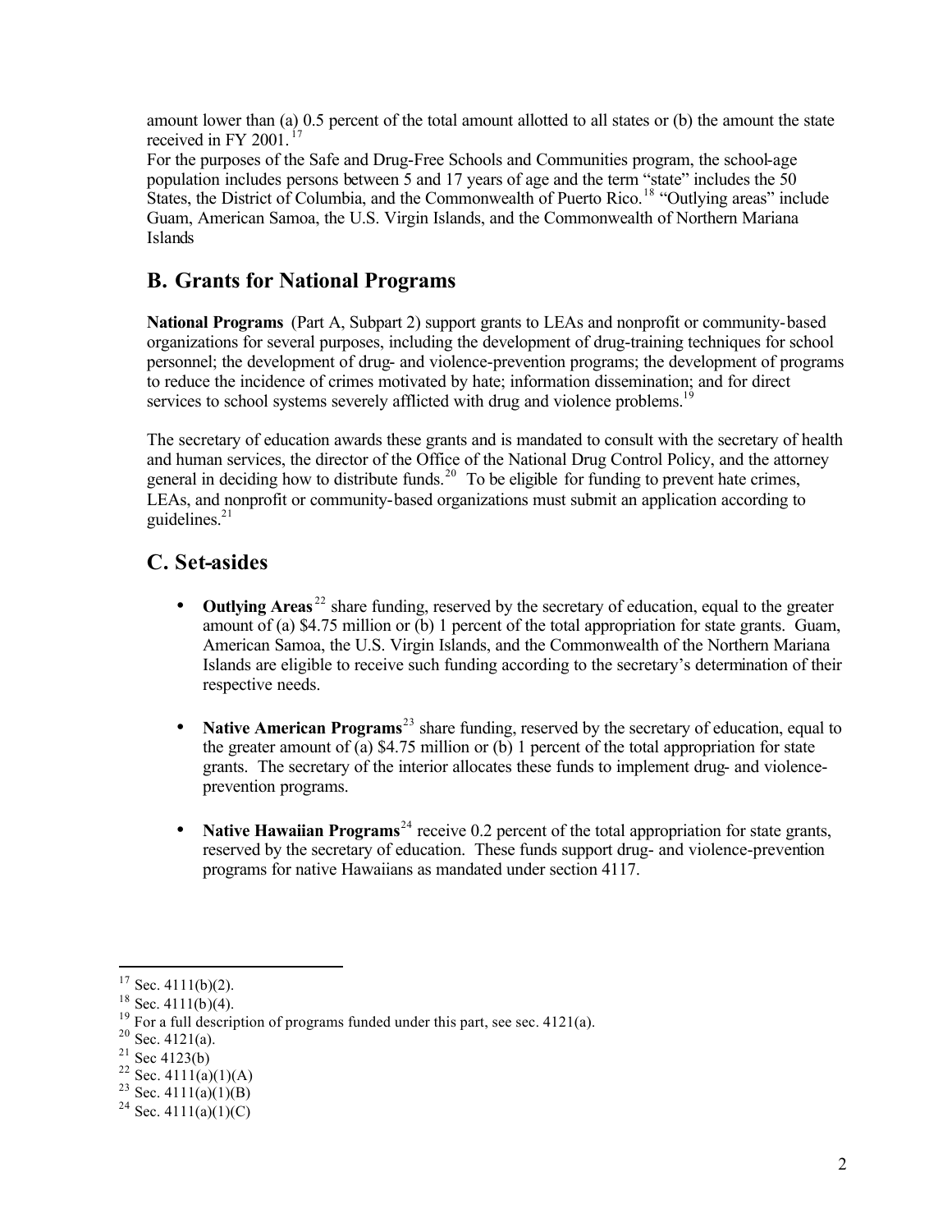amount lower than (a) 0.5 percent of the total amount allotted to all states or (b) the amount the state received in FY 2001.[17]

For the purposes of the Safe and Drug-Free Schools and Communities program, the school-age population includes persons between 5 and 17 years of age and the term "state" includes the 50 States, the District of Columbia, and the Commonwealth of Puerto Rico.[18] "Outlying areas" include Guam, American Samoa, the U.S. Virgin Islands, and the Commonwealth of Northern Mariana Islands

## B. Grants for National Programs

**National Programs** (Part A, Subpart 2) support grants to LEAs and nonprofit or community-based organizations for several purposes, including the development of drug-training techniques for school personnel; the development of drug- and violence-prevention programs; the development of programs to reduce the incidence of crimes motivated by hate; information dissemination; and for direct services to school systems severely afflicted with drug and violence problems.[19]

The secretary of education awards these grants and is mandated to consult with the secretary of health and human services, the director of the Office of the National Drug Control Policy, and the attorney general in deciding how to distribute funds.[20] To be eligible for funding to prevent hate crimes, LEAs, and nonprofit or community-based organizations must submit an application according to guidelines.[21]

## C. Set-asides

- **Outlying Areas**[22] share funding, reserved by the secretary of education, equal to the greater amount of (a) $4.75 million or (b) 1 percent of the total appropriation for state grants. Guam, American Samoa, the U.S. Virgin Islands, and the Commonwealth of the Northern Mariana Islands are eligible to receive such funding according to the secretary's determination of their respective needs.

- **Native American Programs**[23] share funding, reserved by the secretary of education, equal to the greater amount of (a) $4.75 million or (b) 1 percent of the total appropriation for state grants. The secretary of the interior allocates these funds to implement drug- and violence-prevention programs.

- **Native Hawaiian Programs**[24] receive 0.2 percent of the total appropriation for state grants, reserved by the secretary of education. These funds support drug- and violence-prevention programs for native Hawaiians as mandated under section 4117.

---

[17] Sec. 4111(b)(2).
[18] Sec. 4111(b)(4).
[19] For a full description of programs funded under this part, see sec. 4121(a).
[20] Sec. 4121(a).
[21] Sec 4123(b)
[22] Sec. 4111(a)(1)(A)
[23] Sec. 4111(a)(1)(B)
[24] Sec. 4111(a)(1)(C)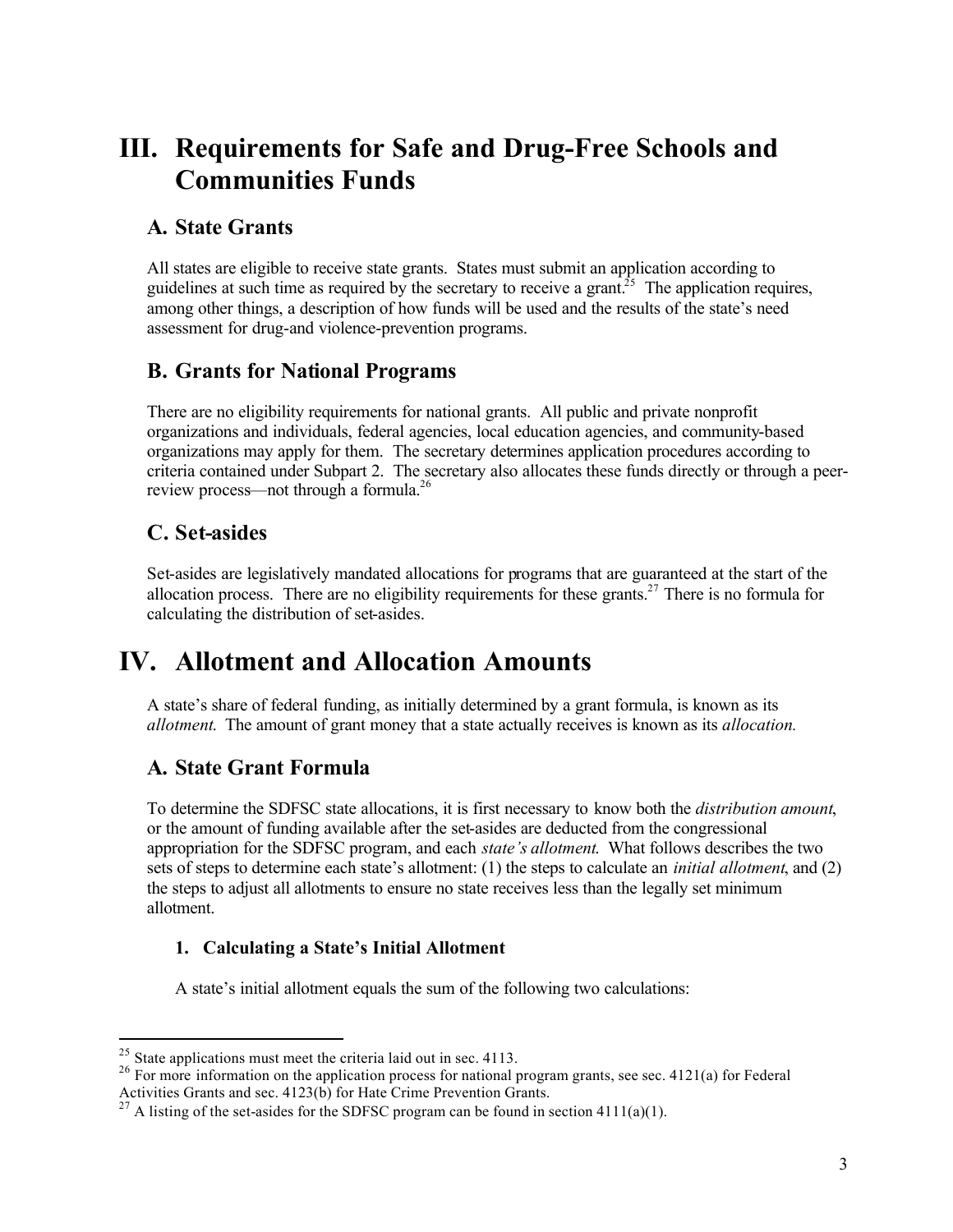# III. Requirements for Safe and Drug-Free Schools and Communities Funds

## A. State Grants

All states are eligible to receive state grants. States must submit an application according to guidelines at such time as required by the secretary to receive a grant.[25] The application requires, among other things, a description of how funds will be used and the results of the state's need assessment for drug-and violence-prevention programs.

## B. Grants for National Programs

There are no eligibility requirements for national grants. All public and private nonprofit organizations and individuals, federal agencies, local education agencies, and community-based organizations may apply for them. The secretary determines application procedures according to criteria contained under Subpart 2. The secretary also allocates these funds directly or through a peer-review process—not through a formula.[26]

## C. Set-asides

Set-asides are legislatively mandated allocations for programs that are guaranteed at the start of the allocation process. There are no eligibility requirements for these grants.[27] There is no formula for calculating the distribution of set-asides.

# IV. Allotment and Allocation Amounts

A state's share of federal funding, as initially determined by a grant formula, is known as its *allotment.* The amount of grant money that a state actually receives is known as its *allocation.*

## A. State Grant Formula

To determine the SDFSC state allocations, it is first necessary to know both the *distribution amount*, or the amount of funding available after the set-asides are deducted from the congressional appropriation for the SDFSC program, and each *state's allotment.* What follows describes the two sets of steps to determine each state's allotment: (1) the steps to calculate an *initial allotment*, and (2) the steps to adjust all allotments to ensure no state receives less than the legally set minimum allotment.

### 1. Calculating a State's Initial Allotment

A state's initial allotment equals the sum of the following two calculations:

---

[25] State applications must meet the criteria laid out in sec. 4113.

[26] For more information on the application process for national program grants, see sec. 4121(a) for Federal Activities Grants and sec. 4123(b) for Hate Crime Prevention Grants.

[27] A listing of the set-asides for the SDFSC program can be found in section 4111(a)(1).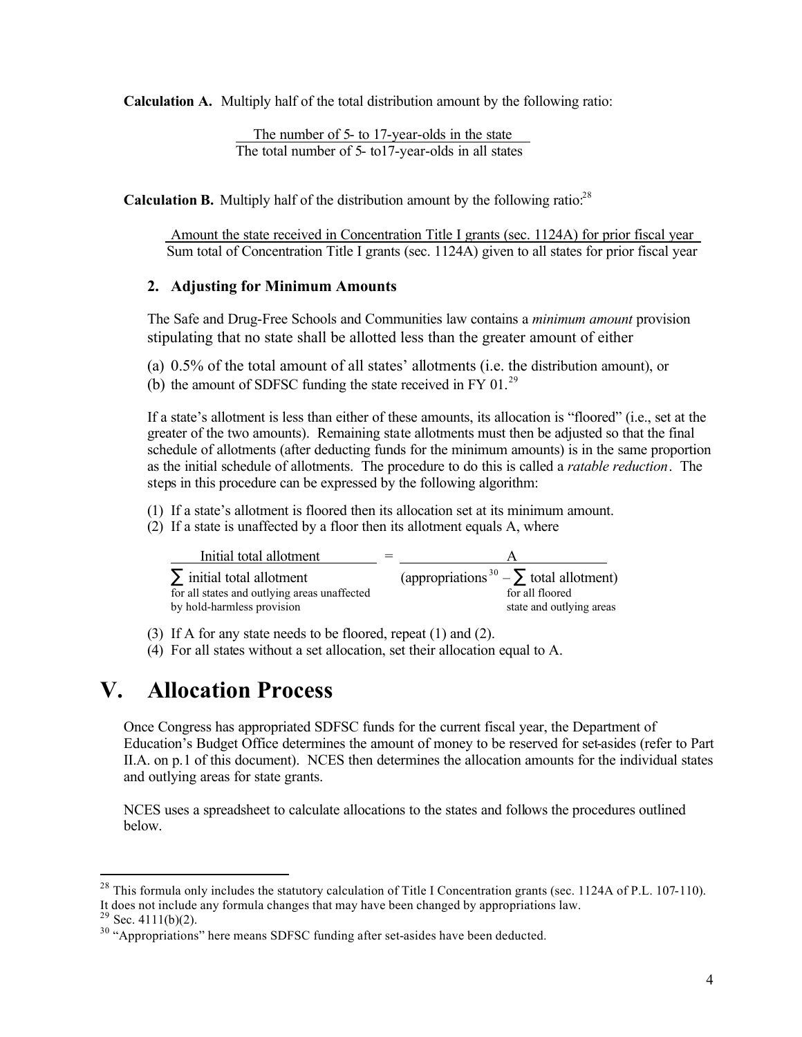**Calculation A.** Multiply half of the total distribution amount by the following ratio:

$$\frac{\text{The number of 5- to 17-year-olds in the state}}{\text{The total number of 5- to17-year-olds in all states}}$$

**Calculation B.** Multiply half of the distribution amount by the following ratio:[28]

$$\frac{\text{Amount the state received in Concentration Title I grants (sec. 1124A) for prior fiscal year}}{\text{Sum total of Concentration Title I grants (sec. 1124A) given to all states for prior fiscal year}}$$

### 2. Adjusting for Minimum Amounts

The Safe and Drug-Free Schools and Communities law contains a *minimum amount* provision stipulating that no state shall be allotted less than the greater amount of either

(a) 0.5% of the total amount of all states' allotments (i.e. the distribution amount), or
(b) the amount of SDFSC funding the state received in FY 01.[29]

If a state's allotment is less than either of these amounts, its allocation is "floored" (i.e., set at the greater of the two amounts). Remaining state allotments must then be adjusted so that the final schedule of allotments (after deducting funds for the minimum amounts) is in the same proportion as the initial schedule of allotments. The procedure to do this is called a *ratable reduction*. The steps in this procedure can be expressed by the following algorithm:

(1) If a state's allotment is floored then its allocation set at its minimum amount.
(2) If a state is unaffected by a floor then its allotment equals A, where

$$\frac{\text{Initial total allotment}}{\sum \text{initial total allotment}_{\text{for all states and outlying areas unaffected by hold-harmless provision}}} = \frac{A}{(\text{appropriations}^{30} - \sum \text{total allotment}_{\text{for all floored state and outlying areas}})}$$

(3) If A for any state needs to be floored, repeat (1) and (2).
(4) For all states without a set allocation, set their allocation equal to A.

# V. Allocation Process

Once Congress has appropriated SDFSC funds for the current fiscal year, the Department of Education's Budget Office determines the amount of money to be reserved for set-asides (refer to Part II.A. on p.1 of this document). NCES then determines the allocation amounts for the individual states and outlying areas for state grants.

NCES uses a spreadsheet to calculate allocations to the states and follows the procedures outlined below.

---

[28] This formula only includes the statutory calculation of Title I Concentration grants (sec. 1124A of P.L. 107-110). It does not include any formula changes that may have been changed by appropriations law.

[29] Sec. 4111(b)(2).

[30] "Appropriations" here means SDFSC funding after set-asides have been deducted.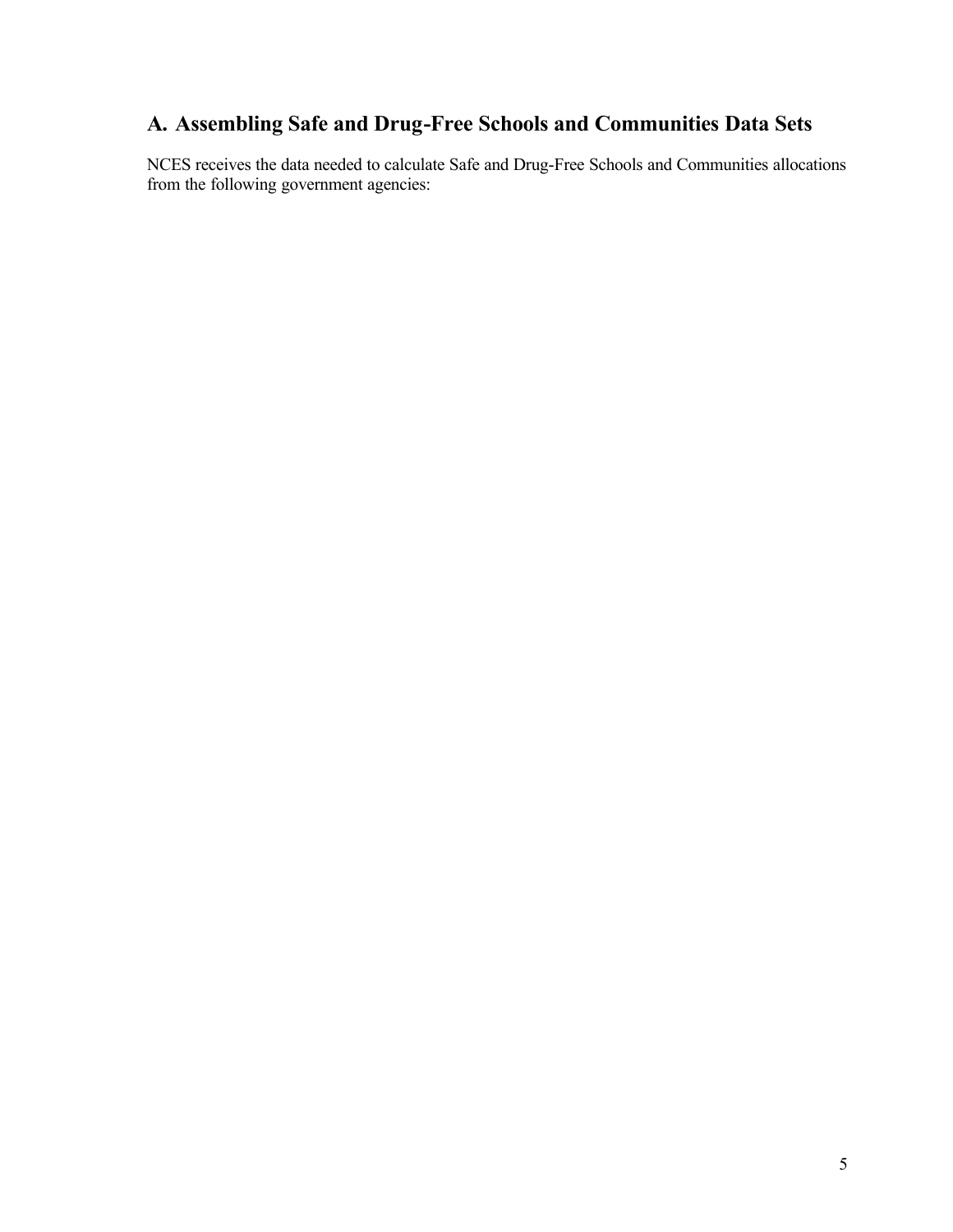## A. Assembling Safe and Drug-Free Schools and Communities Data Sets

NCES receives the data needed to calculate Safe and Drug-Free Schools and Communities allocations from the following government agencies: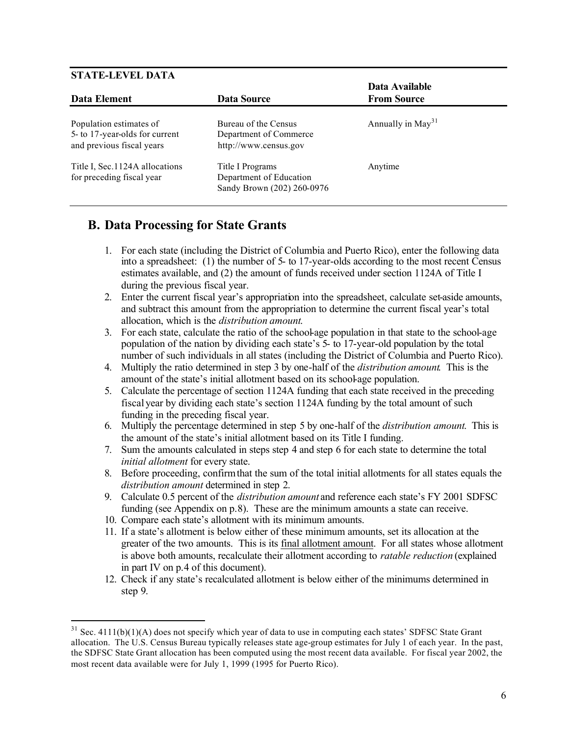**STATE-LEVEL DATA**

| Data Element | Data Source | Data Available From Source |
|---|---|---|
| Population estimates of 5- to 17-year-olds for current and previous fiscal years | Bureau of the Census Department of Commerce http://www.census.gov | Annually in May[31] |
| Title I, Sec.1124A allocations for preceding fiscal year | Title I Programs Department of Education Sandy Brown (202) 260-0976 | Anytime |

## B. Data Processing for State Grants

1. For each state (including the District of Columbia and Puerto Rico), enter the following data into a spreadsheet: (1) the number of 5- to 17-year-olds according to the most recent Census estimates available, and (2) the amount of funds received under section 1124A of Title I during the previous fiscal year.
2. Enter the current fiscal year's appropriation into the spreadsheet, calculate set-aside amounts, and subtract this amount from the appropriation to determine the current fiscal year's total allocation, which is the *distribution amount*.
3. For each state, calculate the ratio of the school-age population in that state to the school-age population of the nation by dividing each state's 5- to 17-year-old population by the total number of such individuals in all states (including the District of Columbia and Puerto Rico).
4. Multiply the ratio determined in step 3 by one-half of the *distribution amount*. This is the amount of the state's initial allotment based on its school-age population.
5. Calculate the percentage of section 1124A funding that each state received in the preceding fiscal year by dividing each state's section 1124A funding by the total amount of such funding in the preceding fiscal year.
6. Multiply the percentage determined in step 5 by one-half of the *distribution amount*. This is the amount of the state's initial allotment based on its Title I funding.
7. Sum the amounts calculated in steps step 4 and step 6 for each state to determine the total *initial allotment* for every state.
8. Before proceeding, confirm that the sum of the total initial allotments for all states equals the *distribution amount* determined in step 2.
9. Calculate 0.5 percent of the *distribution amount* and reference each state's FY 2001 SDFSC funding (see Appendix on p.8). These are the minimum amounts a state can receive.
10. Compare each state's allotment with its minimum amounts.
11. If a state's allotment is below either of these minimum amounts, set its allocation at the greater of the two amounts. This is its <u>final allotment amount</u>. For all states whose allotment is above both amounts, recalculate their allotment according to *ratable reduction* (explained in part IV on p.4 of this document).
12. Check if any state's recalculated allotment is below either of the minimums determined in step 9.

[31] Sec. 4111(b)(1)(A) does not specify which year of data to use in computing each states' SDFSC State Grant allocation. The U.S. Census Bureau typically releases state age-group estimates for July 1 of each year. In the past, the SDFSC State Grant allocation has been computed using the most recent data available. For fiscal year 2002, the most recent data available were for July 1, 1999 (1995 for Puerto Rico).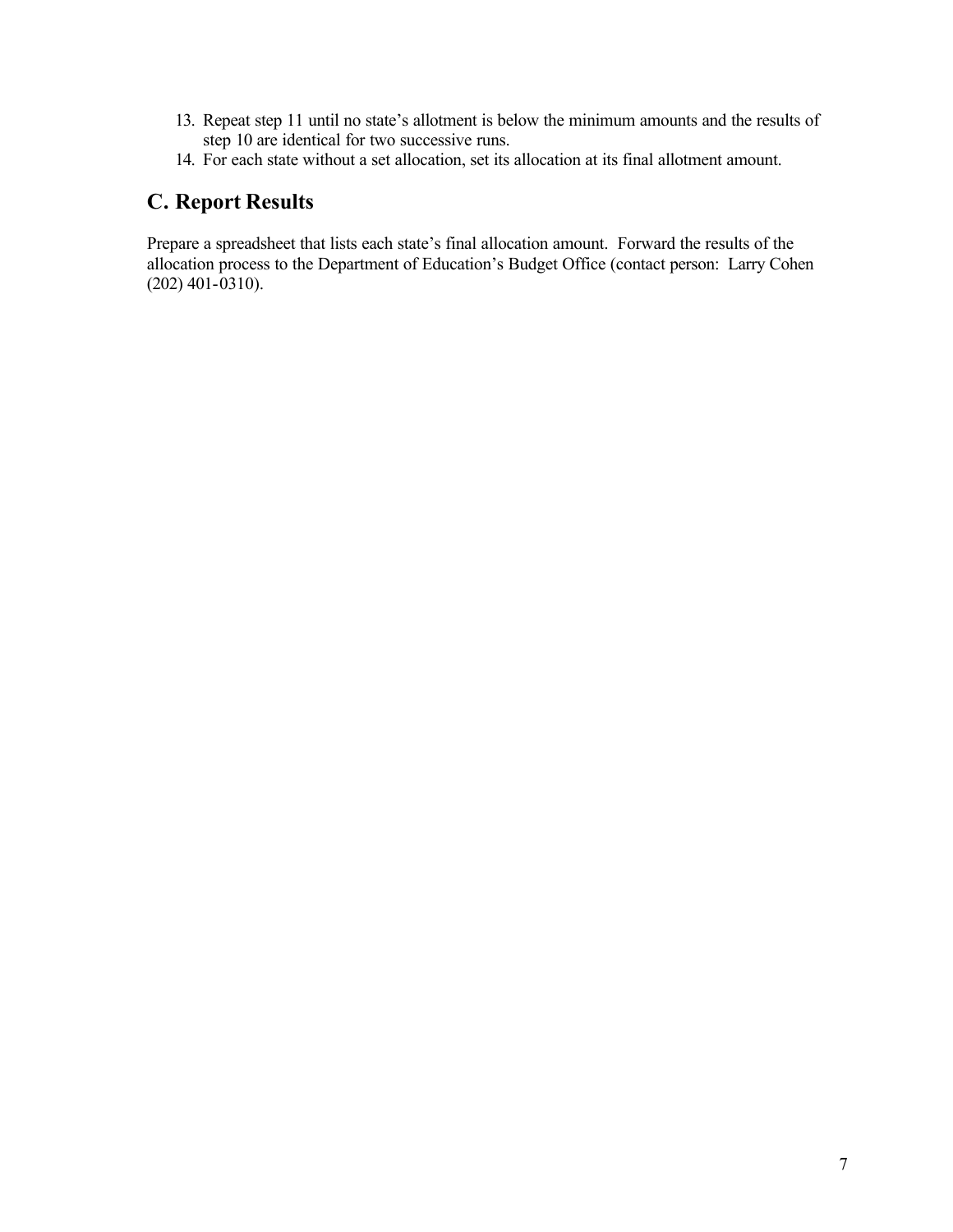13. Repeat step 11 until no state's allotment is below the minimum amounts and the results of step 10 are identical for two successive runs.
14. For each state without a set allocation, set its allocation at its final allotment amount.

## C. Report Results

Prepare a spreadsheet that lists each state's final allocation amount. Forward the results of the allocation process to the Department of Education's Budget Office (contact person: Larry Cohen (202) 401-0310).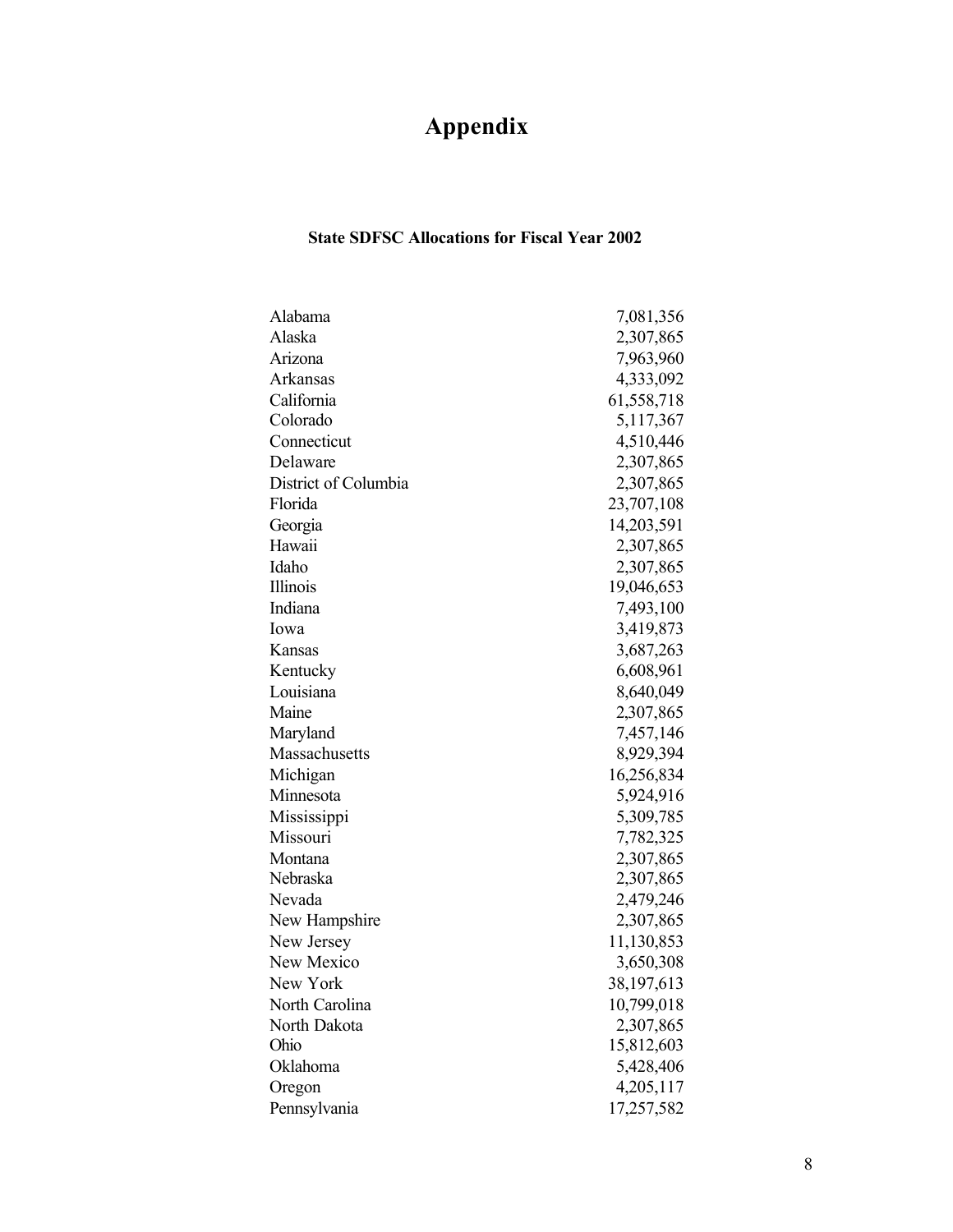# Appendix

**State SDFSC Allocations for Fiscal Year 2002**

| | |
|---|---|
| Alabama | 7,081,356 |
| Alaska | 2,307,865 |
| Arizona | 7,963,960 |
| Arkansas | 4,333,092 |
| California | 61,558,718 |
| Colorado | 5,117,367 |
| Connecticut | 4,510,446 |
| Delaware | 2,307,865 |
| District of Columbia | 2,307,865 |
| Florida | 23,707,108 |
| Georgia | 14,203,591 |
| Hawaii | 2,307,865 |
| Idaho | 2,307,865 |
| Illinois | 19,046,653 |
| Indiana | 7,493,100 |
| Iowa | 3,419,873 |
| Kansas | 3,687,263 |
| Kentucky | 6,608,961 |
| Louisiana | 8,640,049 |
| Maine | 2,307,865 |
| Maryland | 7,457,146 |
| Massachusetts | 8,929,394 |
| Michigan | 16,256,834 |
| Minnesota | 5,924,916 |
| Mississippi | 5,309,785 |
| Missouri | 7,782,325 |
| Montana | 2,307,865 |
| Nebraska | 2,307,865 |
| Nevada | 2,479,246 |
| New Hampshire | 2,307,865 |
| New Jersey | 11,130,853 |
| New Mexico | 3,650,308 |
| New York | 38,197,613 |
| North Carolina | 10,799,018 |
| North Dakota | 2,307,865 |
| Ohio | 15,812,603 |
| Oklahoma | 5,428,406 |
| Oregon | 4,205,117 |
| Pennsylvania | 17,257,582 |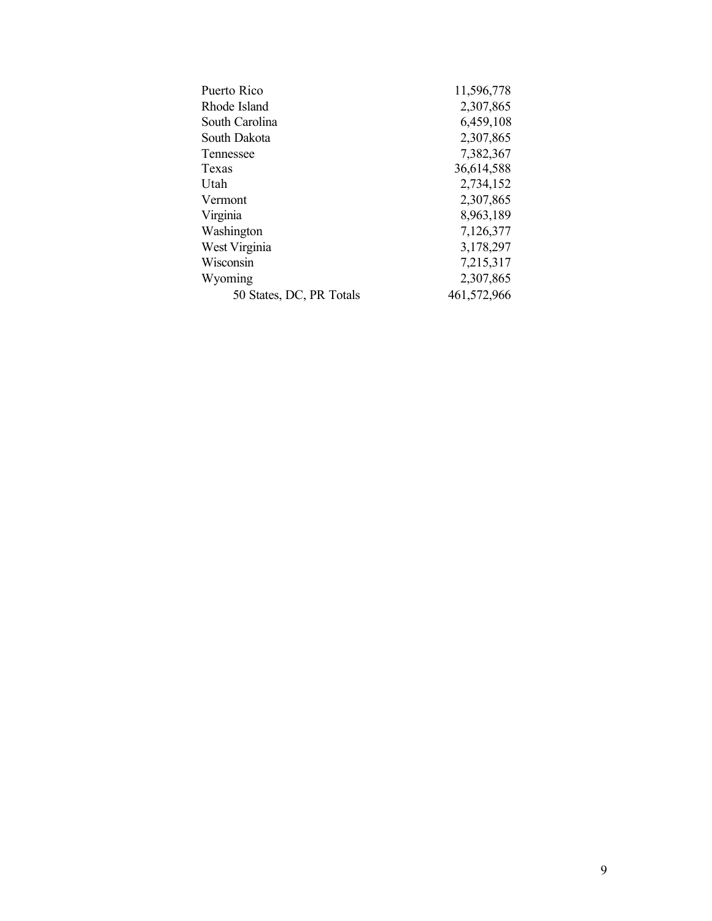| | |
|---|---|
| Puerto Rico | 11,596,778 |
| Rhode Island | 2,307,865 |
| South Carolina | 6,459,108 |
| South Dakota | 2,307,865 |
| Tennessee | 7,382,367 |
| Texas | 36,614,588 |
| Utah | 2,734,152 |
| Vermont | 2,307,865 |
| Virginia | 8,963,189 |
| Washington | 7,126,377 |
| West Virginia | 3,178,297 |
| Wisconsin | 7,215,317 |
| Wyoming | 2,307,865 |
| 50 States, DC, PR Totals | 461,572,966 |